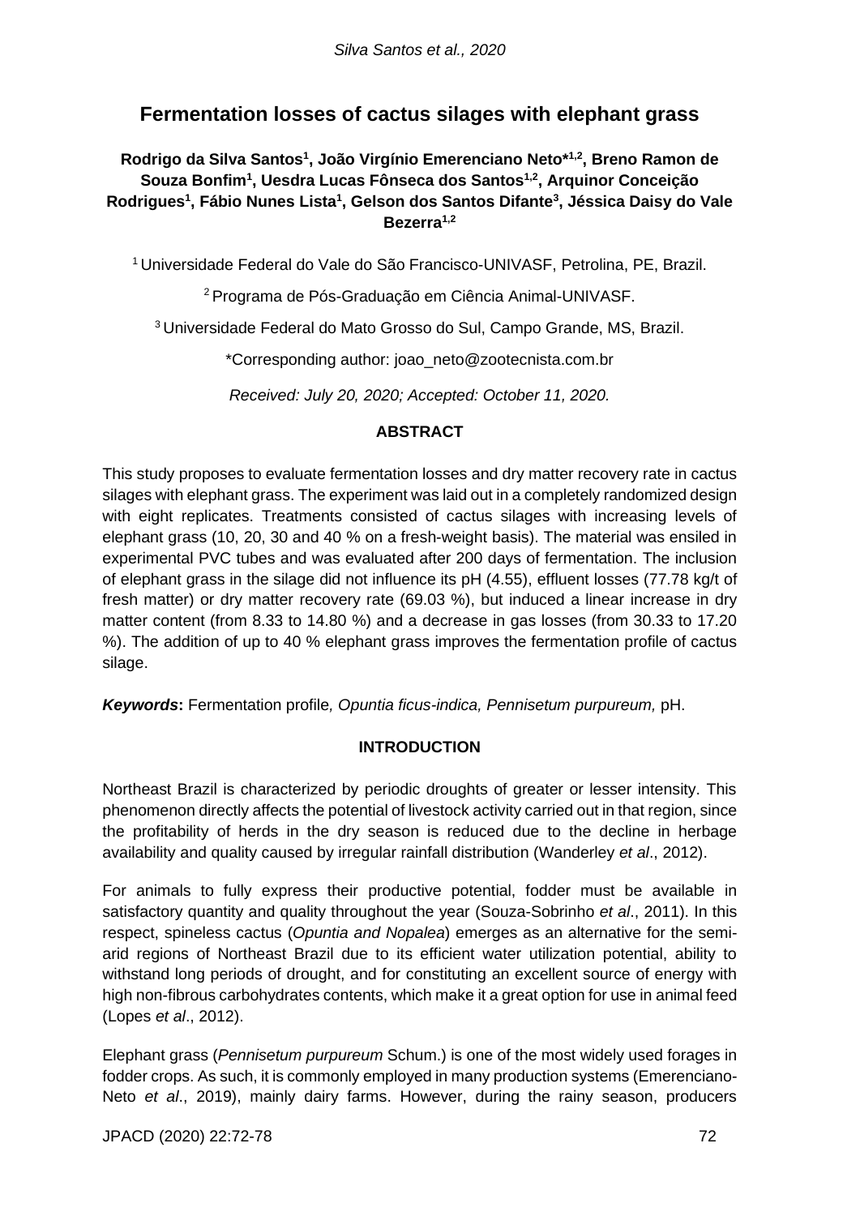# Fermentation losses of cactus silages with elephant grass

**Rodrigo da Silva Santos[1], João Virgínio Emerenciano Neto*[1,2], Breno Ramon de Souza Bonfim[1], Uesdra Lucas Fônseca dos Santos[1,2], Arquinor Conceição Rodrigues[1], Fábio Nunes Lista[1], Gelson dos Santos Difante[3], Jéssica Daisy do Vale Bezerra[1,2]**

[1] Universidade Federal do Vale do São Francisco-UNIVASF, Petrolina, PE, Brazil.

[2] Programa de Pós-Graduação em Ciência Animal-UNIVASF.

[3] Universidade Federal do Mato Grosso do Sul, Campo Grande, MS, Brazil.

*Corresponding author: joao_neto@zootecnista.com.br

*Received: July 20, 2020; Accepted: October 11, 2020.*

## ABSTRACT

This study proposes to evaluate fermentation losses and dry matter recovery rate in cactus silages with elephant grass. The experiment was laid out in a completely randomized design with eight replicates. Treatments consisted of cactus silages with increasing levels of elephant grass (10, 20, 30 and 40 % on a fresh-weight basis). The material was ensiled in experimental PVC tubes and was evaluated after 200 days of fermentation. The inclusion of elephant grass in the silage did not influence its pH (4.55), effluent losses (77.78 kg/t of fresh matter) or dry matter recovery rate (69.03 %), but induced a linear increase in dry matter content (from 8.33 to 14.80 %) and a decrease in gas losses (from 30.33 to 17.20 %). The addition of up to 40 % elephant grass improves the fermentation profile of cactus silage.

***Keywords*:** Fermentation profile*, Opuntia ficus-indica, Pennisetum purpureum,* pH.

## INTRODUCTION

Northeast Brazil is characterized by periodic droughts of greater or lesser intensity. This phenomenon directly affects the potential of livestock activity carried out in that region, since the profitability of herds in the dry season is reduced due to the decline in herbage availability and quality caused by irregular rainfall distribution (Wanderley *et al*., 2012).

For animals to fully express their productive potential, fodder must be available in satisfactory quantity and quality throughout the year (Souza-Sobrinho *et al*., 2011). In this respect, spineless cactus (*Opuntia and Nopalea*) emerges as an alternative for the semi-arid regions of Northeast Brazil due to its efficient water utilization potential, ability to withstand long periods of drought, and for constituting an excellent source of energy with high non-fibrous carbohydrates contents, which make it a great option for use in animal feed (Lopes *et al*., 2012).

Elephant grass (*Pennisetum purpureum* Schum.) is one of the most widely used forages in fodder crops. As such, it is commonly employed in many production systems (Emerenciano-Neto *et al*., 2019), mainly dairy farms. However, during the rainy season, producers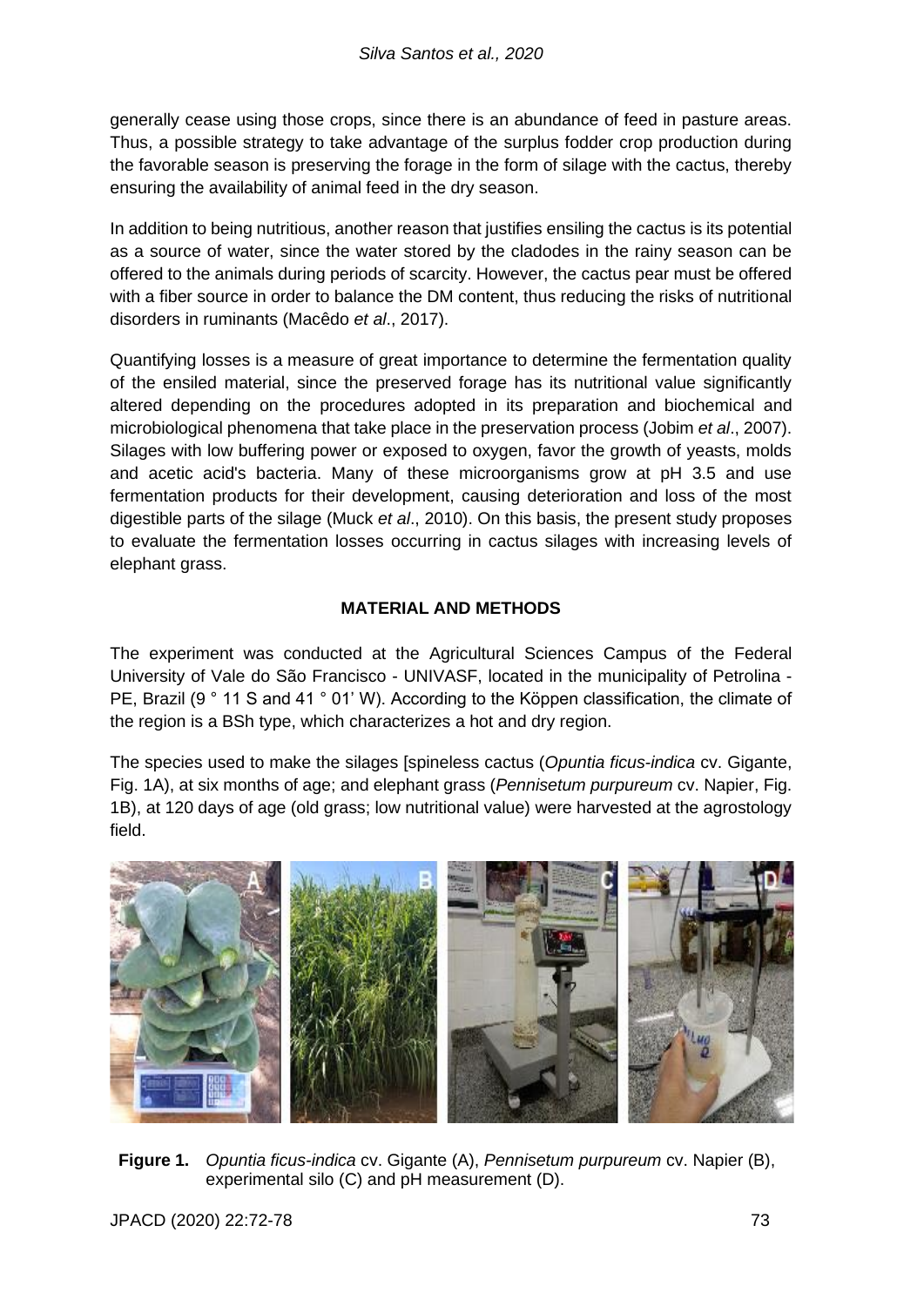generally cease using those crops, since there is an abundance of feed in pasture areas. Thus, a possible strategy to take advantage of the surplus fodder crop production during the favorable season is preserving the forage in the form of silage with the cactus, thereby ensuring the availability of animal feed in the dry season.

In addition to being nutritious, another reason that justifies ensiling the cactus is its potential as a source of water, since the water stored by the cladodes in the rainy season can be offered to the animals during periods of scarcity. However, the cactus pear must be offered with a fiber source in order to balance the DM content, thus reducing the risks of nutritional disorders in ruminants (Macêdo *et al*., 2017).

Quantifying losses is a measure of great importance to determine the fermentation quality of the ensiled material, since the preserved forage has its nutritional value significantly altered depending on the procedures adopted in its preparation and biochemical and microbiological phenomena that take place in the preservation process (Jobim *et al*., 2007). Silages with low buffering power or exposed to oxygen, favor the growth of yeasts, molds and acetic acid's bacteria. Many of these microorganisms grow at pH 3.5 and use fermentation products for their development, causing deterioration and loss of the most digestible parts of the silage (Muck *et al*., 2010). On this basis, the present study proposes to evaluate the fermentation losses occurring in cactus silages with increasing levels of elephant grass.

## MATERIAL AND METHODS

The experiment was conducted at the Agricultural Sciences Campus of the Federal University of Vale do São Francisco - UNIVASF, located in the municipality of Petrolina - PE, Brazil (9 ° 11 S and 41 ° 01' W). According to the Köppen classification, the climate of the region is a BSh type, which characterizes a hot and dry region.

The species used to make the silages [spineless cactus (*Opuntia ficus-indica* cv. Gigante, Fig. 1A), at six months of age; and elephant grass (*Pennisetum purpureum* cv. Napier, Fig. 1B), at 120 days of age (old grass; low nutritional value) were harvested at the agrostology field.

**Figure 1.** *Opuntia ficus-indica* cv. Gigante (A), *Pennisetum purpureum* cv. Napier (B), experimental silo (C) and pH measurement (D).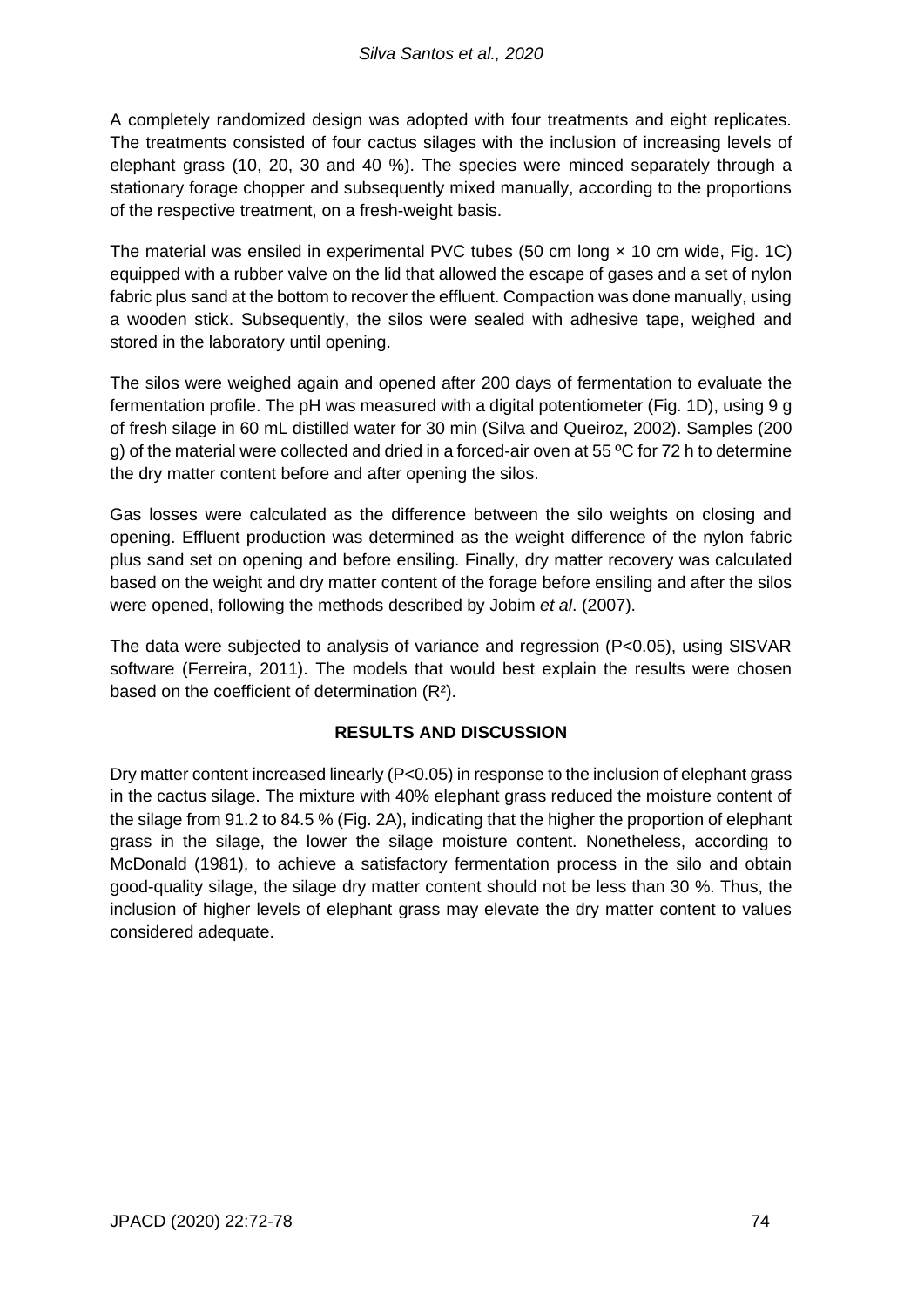A completely randomized design was adopted with four treatments and eight replicates. The treatments consisted of four cactus silages with the inclusion of increasing levels of elephant grass (10, 20, 30 and 40 %). The species were minced separately through a stationary forage chopper and subsequently mixed manually, according to the proportions of the respective treatment, on a fresh-weight basis.

The material was ensiled in experimental PVC tubes (50 cm long × 10 cm wide, Fig. 1C) equipped with a rubber valve on the lid that allowed the escape of gases and a set of nylon fabric plus sand at the bottom to recover the effluent. Compaction was done manually, using a wooden stick. Subsequently, the silos were sealed with adhesive tape, weighed and stored in the laboratory until opening.

The silos were weighed again and opened after 200 days of fermentation to evaluate the fermentation profile. The pH was measured with a digital potentiometer (Fig. 1D), using 9 g of fresh silage in 60 mL distilled water for 30 min (Silva and Queiroz, 2002). Samples (200 g) of the material were collected and dried in a forced-air oven at 55 ºC for 72 h to determine the dry matter content before and after opening the silos.

Gas losses were calculated as the difference between the silo weights on closing and opening. Effluent production was determined as the weight difference of the nylon fabric plus sand set on opening and before ensiling. Finally, dry matter recovery was calculated based on the weight and dry matter content of the forage before ensiling and after the silos were opened, following the methods described by Jobim *et al*. (2007).

The data were subjected to analysis of variance and regression ($P<0.05$), using SISVAR software (Ferreira, 2011). The models that would best explain the results were chosen based on the coefficient of determination ($R^2$).

## RESULTS AND DISCUSSION

Dry matter content increased linearly ($P<0.05$) in response to the inclusion of elephant grass in the cactus silage. The mixture with 40% elephant grass reduced the moisture content of the silage from 91.2 to 84.5 % (Fig. 2A), indicating that the higher the proportion of elephant grass in the silage, the lower the silage moisture content. Nonetheless, according to McDonald (1981), to achieve a satisfactory fermentation process in the silo and obtain good-quality silage, the silage dry matter content should not be less than 30 %. Thus, the inclusion of higher levels of elephant grass may elevate the dry matter content to values considered adequate.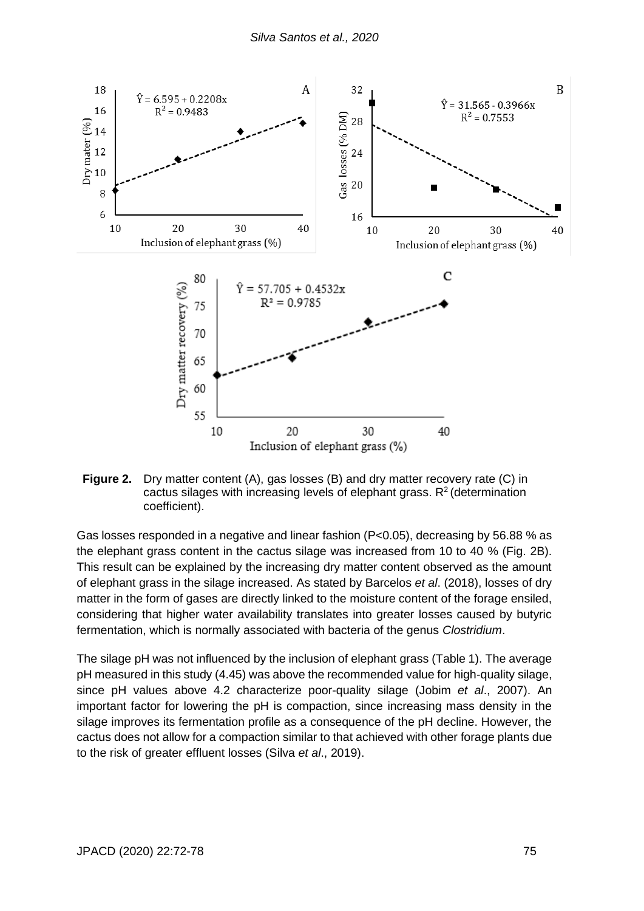**Figure 2.** Dry matter content (A), gas losses (B) and dry matter recovery rate (C) in cactus silages with increasing levels of elephant grass. $R^2$ (determination coefficient).

Gas losses responded in a negative and linear fashion ($P<0.05$), decreasing by 56.88 % as the elephant grass content in the cactus silage was increased from 10 to 40 % (Fig. 2B). This result can be explained by the increasing dry matter content observed as the amount of elephant grass in the silage increased. As stated by Barcelos *et al*. (2018), losses of dry matter in the form of gases are directly linked to the moisture content of the forage ensiled, considering that higher water availability translates into greater losses caused by butyric fermentation, which is normally associated with bacteria of the genus *Clostridium*.

The silage pH was not influenced by the inclusion of elephant grass (Table 1). The average pH measured in this study (4.45) was above the recommended value for high-quality silage, since pH values above 4.2 characterize poor-quality silage (Jobim *et al*., 2007). An important factor for lowering the pH is compaction, since increasing mass density in the silage improves its fermentation profile as a consequence of the pH decline. However, the cactus does not allow for a compaction similar to that achieved with other forage plants due to the risk of greater effluent losses (Silva *et al*., 2019).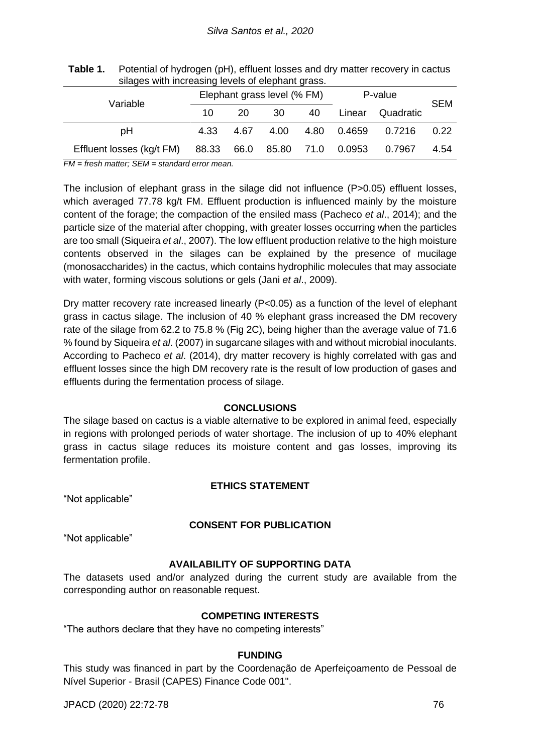**Table 1.** Potential of hydrogen (pH), effluent losses and dry matter recovery in cactus silages with increasing levels of elephant grass.

| Variable | Elephant grass level (% FM) | | | | P-value | | SEM |
|---|---|---|---|---|---|---|---|
| | 10 | 20 | 30 | 40 | Linear | Quadratic | |
| pH | 4.33 | 4.67 | 4.00 | 4.80 | 0.4659 | 0.7216 | 0.22 |
| Effluent losses (kg/t FM) | 88.33 | 66.0 | 85.80 | 71.0 | 0.0953 | 0.7967 | 4.54 |

*FM = fresh matter; SEM = standard error mean.*

The inclusion of elephant grass in the silage did not influence ($P>0.05$) effluent losses, which averaged 77.78 kg/t FM. Effluent production is influenced mainly by the moisture content of the forage; the compaction of the ensiled mass (Pacheco *et al*., 2014); and the particle size of the material after chopping, with greater losses occurring when the particles are too small (Siqueira *et al*., 2007). The low effluent production relative to the high moisture contents observed in the silages can be explained by the presence of mucilage (monosaccharides) in the cactus, which contains hydrophilic molecules that may associate with water, forming viscous solutions or gels (Jani *et al*., 2009).

Dry matter recovery rate increased linearly ($P<0.05$) as a function of the level of elephant grass in cactus silage. The inclusion of 40 % elephant grass increased the DM recovery rate of the silage from 62.2 to 75.8 % (Fig 2C), being higher than the average value of 71.6 % found by Siqueira *et al*. (2007) in sugarcane silages with and without microbial inoculants. According to Pacheco *et al*. (2014), dry matter recovery is highly correlated with gas and effluent losses since the high DM recovery rate is the result of low production of gases and effluents during the fermentation process of silage.

## CONCLUSIONS

The silage based on cactus is a viable alternative to be explored in animal feed, especially in regions with prolonged periods of water shortage. The inclusion of up to 40% elephant grass in cactus silage reduces its moisture content and gas losses, improving its fermentation profile.

## ETHICS STATEMENT

"Not applicable"

## CONSENT FOR PUBLICATION

"Not applicable"

## AVAILABILITY OF SUPPORTING DATA

The datasets used and/or analyzed during the current study are available from the corresponding author on reasonable request.

## COMPETING INTERESTS

"The authors declare that they have no competing interests"

## FUNDING

This study was financed in part by the Coordenação de Aperfeiçoamento de Pessoal de Nível Superior - Brasil (CAPES) Finance Code 001".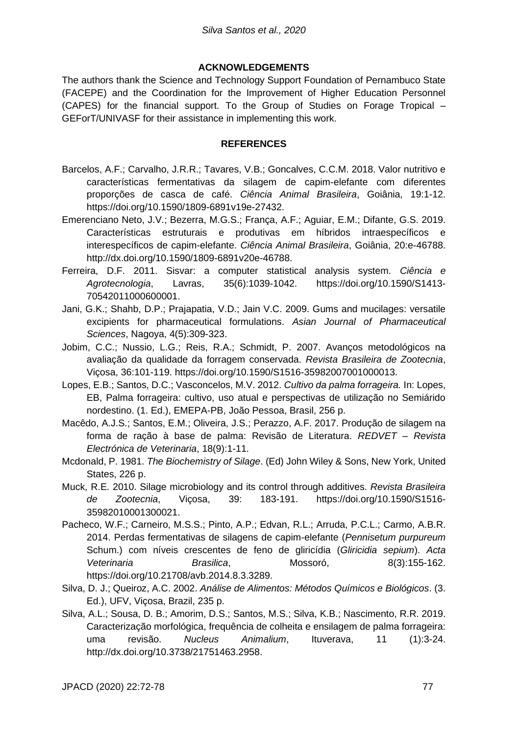## ACKNOWLEDGEMENTS

The authors thank the Science and Technology Support Foundation of Pernambuco State (FACEPE) and the Coordination for the Improvement of Higher Education Personnel (CAPES) for the financial support. To the Group of Studies on Forage Tropical – GEForT/UNIVASF for their assistance in implementing this work.

## REFERENCES

Barcelos, A.F.; Carvalho, J.R.R.; Tavares, V.B.; Goncalves, C.C.M. 2018. Valor nutritivo e características fermentativas da silagem de capim-elefante com diferentes proporções de casca de café. *Ciência Animal Brasileira*, Goiânia, 19:1-12. https://doi.org/10.1590/1809-6891v19e-27432.

Emerenciano Neto, J.V.; Bezerra, M.G.S.; França, A.F.; Aguiar, E.M.; Difante, G.S. 2019. Características estruturais e produtivas em híbridos intraespecíficos e interespecíficos de capim-elefante. *Ciência Animal Brasileira*, Goiânia, 20:e-46788. http://dx.doi.org/10.1590/1809-6891v20e-46788.

Ferreira, D.F. 2011. Sisvar: a computer statistical analysis system. *Ciência e Agrotecnologia*, Lavras, 35(6):1039-1042. https://doi.org/10.1590/S1413-70542011000600001.

Jani, G.K.; Shahb, D.P.; Prajapatia, V.D.; Jain V.C. 2009. Gums and mucilages: versatile excipients for pharmaceutical formulations. *Asian Journal of Pharmaceutical Sciences*, Nagoya, 4(5):309-323.

Jobim, C.C.; Nussio, L.G.; Reis, R.A.; Schmidt, P. 2007. Avanços metodológicos na avaliação da qualidade da forragem conservada. *Revista Brasileira de Zootecnia*, Viçosa, 36:101-119. https://doi.org/10.1590/S1516-35982007001000013.

Lopes, E.B.; Santos, D.C.; Vasconcelos, M.V. 2012. *Cultivo da palma forrageira.* In: Lopes, EB, Palma forrageira: cultivo, uso atual e perspectivas de utilização no Semiárido nordestino. (1. Ed.), EMEPA-PB, João Pessoa, Brasil, 256 p.

Macêdo, A.J.S.; Santos, E.M.; Oliveira, J.S.; Perazzo, A.F. 2017. Produção de silagem na forma de ração à base de palma: Revisão de Literatura. *REDVET – Revista Electrónica de Veterinaria*, 18(9):1-11.

Mcdonald, P. 1981. *The Biochemistry of Silage*. (Ed) John Wiley & Sons, New York, United States, 226 p.

Muck, R.E. 2010. Silage microbiology and its control through additives. *Revista Brasileira de Zootecnia*, Viçosa, 39: 183-191. https://doi.org/10.1590/S1516-35982010001300021.

Pacheco, W.F.; Carneiro, M.S.S.; Pinto, A.P.; Edvan, R.L.; Arruda, P.C.L.; Carmo, A.B.R. 2014. Perdas fermentativas de silagens de capim-elefante (*Pennisetum purpureum* Schum.) com níveis crescentes de feno de gliricídia (*Gliricidia sepium*). *Acta Veterinaria Brasilica*, Mossoró, 8(3):155-162. https://doi.org/10.21708/avb.2014.8.3.3289.

Silva, D. J.; Queiroz, A.C. 2002. *Análise de Alimentos: Métodos Químicos e Biológicos*. (3. Ed.), UFV, Viçosa, Brazil, 235 p.

Silva, A.L.; Sousa, D. B.; Amorim, D.S.; Santos, M.S.; Silva, K.B.; Nascimento, R.R. 2019. Caracterização morfológica, frequência de colheita e ensilagem de palma forrageira: uma revisão. *Nucleus Animalium*, Ituverava, 11 (1):3-24. http://dx.doi.org/10.3738/21751463.2958.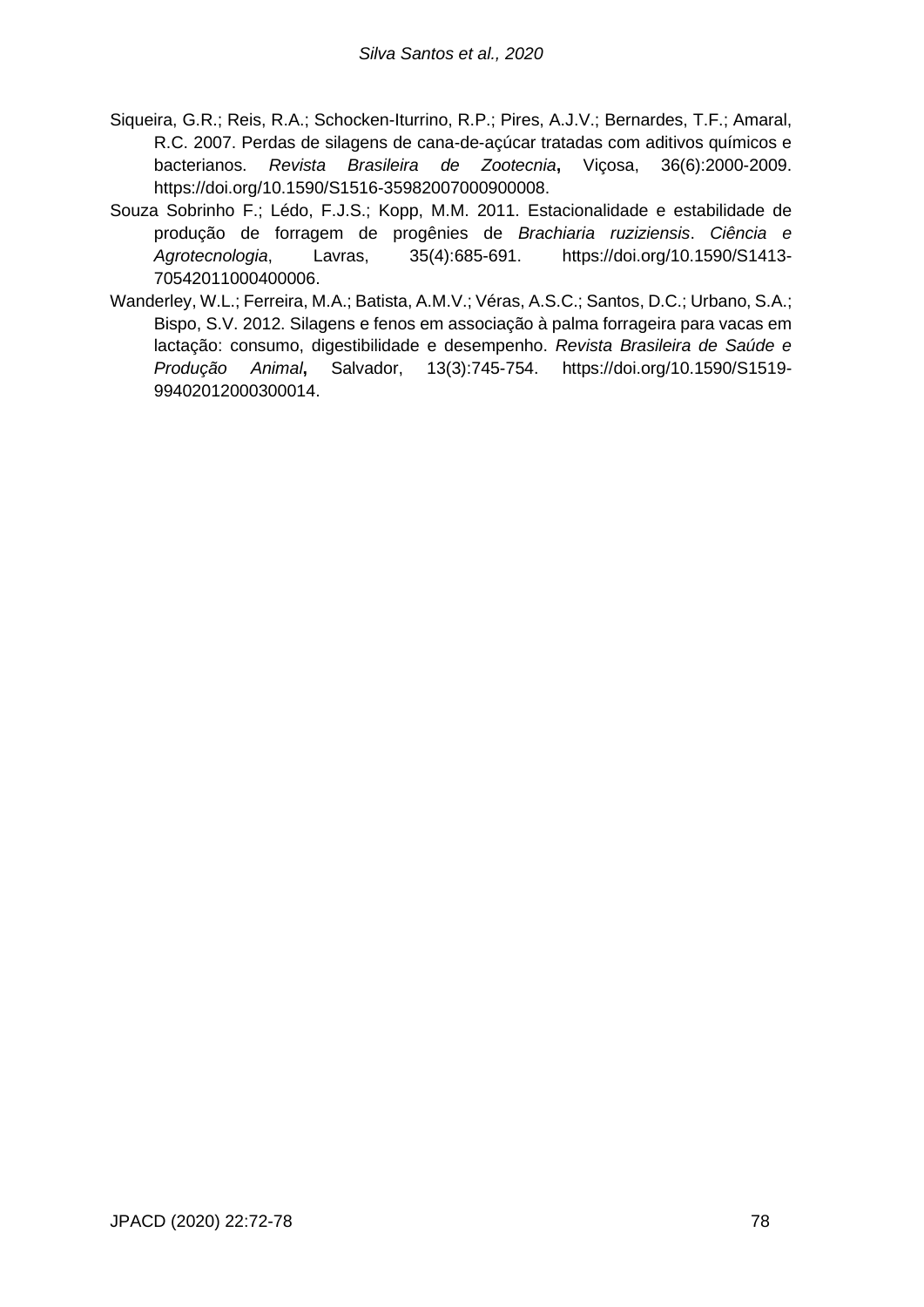Siqueira, G.R.; Reis, R.A.; Schocken-Iturrino, R.P.; Pires, A.J.V.; Bernardes, T.F.; Amaral, R.C. 2007. Perdas de silagens de cana-de-açúcar tratadas com aditivos químicos e bacterianos. *Revista Brasileira de Zootecnia***,** Viçosa, 36(6):2000-2009. https://doi.org/10.1590/S1516-35982007000900008.

Souza Sobrinho F.; Lédo, F.J.S.; Kopp, M.M. 2011. Estacionalidade e estabilidade de produção de forragem de progênies de *Brachiaria ruziziensis*. *Ciência e Agrotecnologia*, Lavras, 35(4):685-691. https://doi.org/10.1590/S1413-70542011000400006.

Wanderley, W.L.; Ferreira, M.A.; Batista, A.M.V.; Véras, A.S.C.; Santos, D.C.; Urbano, S.A.; Bispo, S.V. 2012. Silagens e fenos em associação à palma forrageira para vacas em lactação: consumo, digestibilidade e desempenho. *Revista Brasileira de Saúde e Produção Animal***,** Salvador, 13(3):745-754. https://doi.org/10.1590/S1519-99402012000300014.